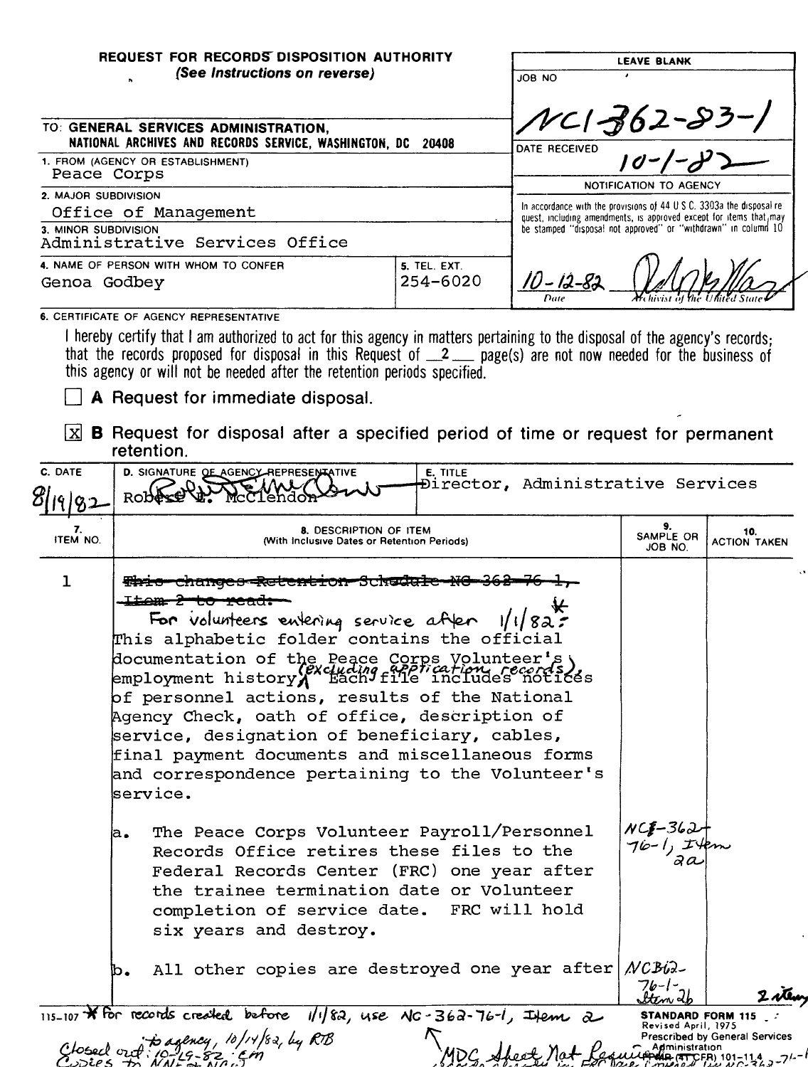**REQUEST FOR RECORDS DISPOSITION AUTHORITY**
*(See Instructions on reverse)*

| LEAVE BLANK |
| --- |
| JOB NO: NC1-362-83-1 |
| DATE RECEIVED: 10-1-82 |
| NOTIFICATION TO AGENCY |
| In accordance with the provisions of 44 U.S.C. 3303a the disposal request, including amendments, is approved except for items that may be stamped "disposal not approved" or "withdrawn" in column 10 |
| 10-12-82 (Date) — [signature] Archivist of the United States |

TO: **GENERAL SERVICES ADMINISTRATION, NATIONAL ARCHIVES AND RECORDS SERVICE, WASHINGTON, DC 20408**

1. FROM (AGENCY OR ESTABLISHMENT): Peace Corps
2. MAJOR SUBDIVISION: Office of Management
3. MINOR SUBDIVISION: Administrative Services Office
4. NAME OF PERSON WITH WHOM TO CONFER: Genoa Godbey
5. TEL. EXT.: 254-6020

6. CERTIFICATE OF AGENCY REPRESENTATIVE

I hereby certify that I am authorized to act for this agency in matters pertaining to the disposal of the agency's records; that the records proposed for disposal in this Request of 2 page(s) are not now needed for the business of this agency or will not be needed after the retention periods specified.

☐ **A** Request for immediate disposal.

☒ **B** Request for disposal after a specified period of time or request for permanent retention.

| C. DATE | D. SIGNATURE OF AGENCY REPRESENTATIVE | E. TITLE |
| --- | --- | --- |
| 8/19/82 | Robert E. McClendon [signature] | Director, Administrative Services |

| 7. ITEM NO. | 8. DESCRIPTION OF ITEM (With Inclusive Dates or Retention Periods) | 9. SAMPLE OR JOB NO. | 10. ACTION TAKEN |
| --- | --- | --- | --- |
| 1 | ~~This changes Retention Schedule NC-362-76-1, Item 2 to read:~~ For volunteers entering service after 1/1/82:* This alphabetic folder contains the official documentation of the Peace Corps Volunteer's employment history (excluding application records). Each file includes notices of personnel actions, results of the National Agency Check, oath of office, description of service, designation of beneficiary, cables, final payment documents and miscellaneous forms and correspondence pertaining to the Volunteer's service. | | |
| | a. The Peace Corps Volunteer Payroll/Personnel Records Office retires these files to the Federal Records Center (FRC) one year after the trainee termination date or Volunteer completion of service date. FRC will hold six years and destroy. | NC1-362-76-1, Item 2a | |
| | b. All other copies are destroyed one year after | NC1-362-76-1-Item 2b | 2 items |

115-107 * For records created before 1/1/82, use NC-362-76-1, Item 2

Closed out: 10-29-82 em
Copies to NN & NC(?)
to agency, 10/14/82, by RTB

MDC Sheet Not Required...

**STANDARD FORM 115**
Revised April, 1975
Prescribed by General Services Administration
FPMR (41 CFR) 101-11.4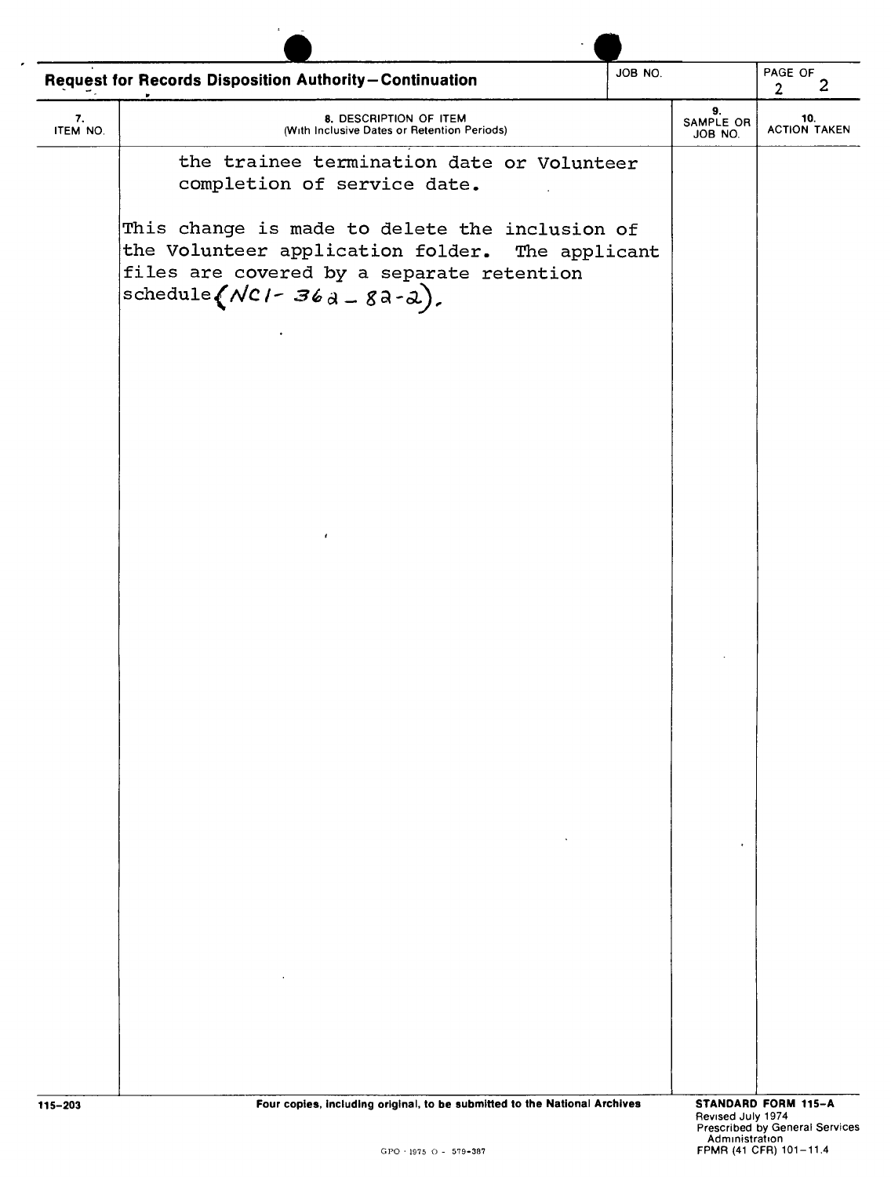**Request for Records Disposition Authority—Continuation**

| JOB NO. | PAGE 2 OF 2 |
|---|---|
| | |

| 7. ITEM NO. | 8. DESCRIPTION OF ITEM (With Inclusive Dates or Retention Periods) | 9. SAMPLE OR JOB NO. | 10. ACTION TAKEN |
|---|---|---|---|
| | the trainee termination date or Volunteer completion of service date.<br><br>This change is made to delete the inclusion of the Volunteer application folder. The applicant files are covered by a separate retention schedule (NC1-362-82-2). | | |

115-203 Four copies, including original, to be submitted to the National Archives

STANDARD FORM 115-A
Revised July 1974
Prescribed by General Services Administration
FPMR (41 CFR) 101-11.4

GPO : 1975 O - 579-387